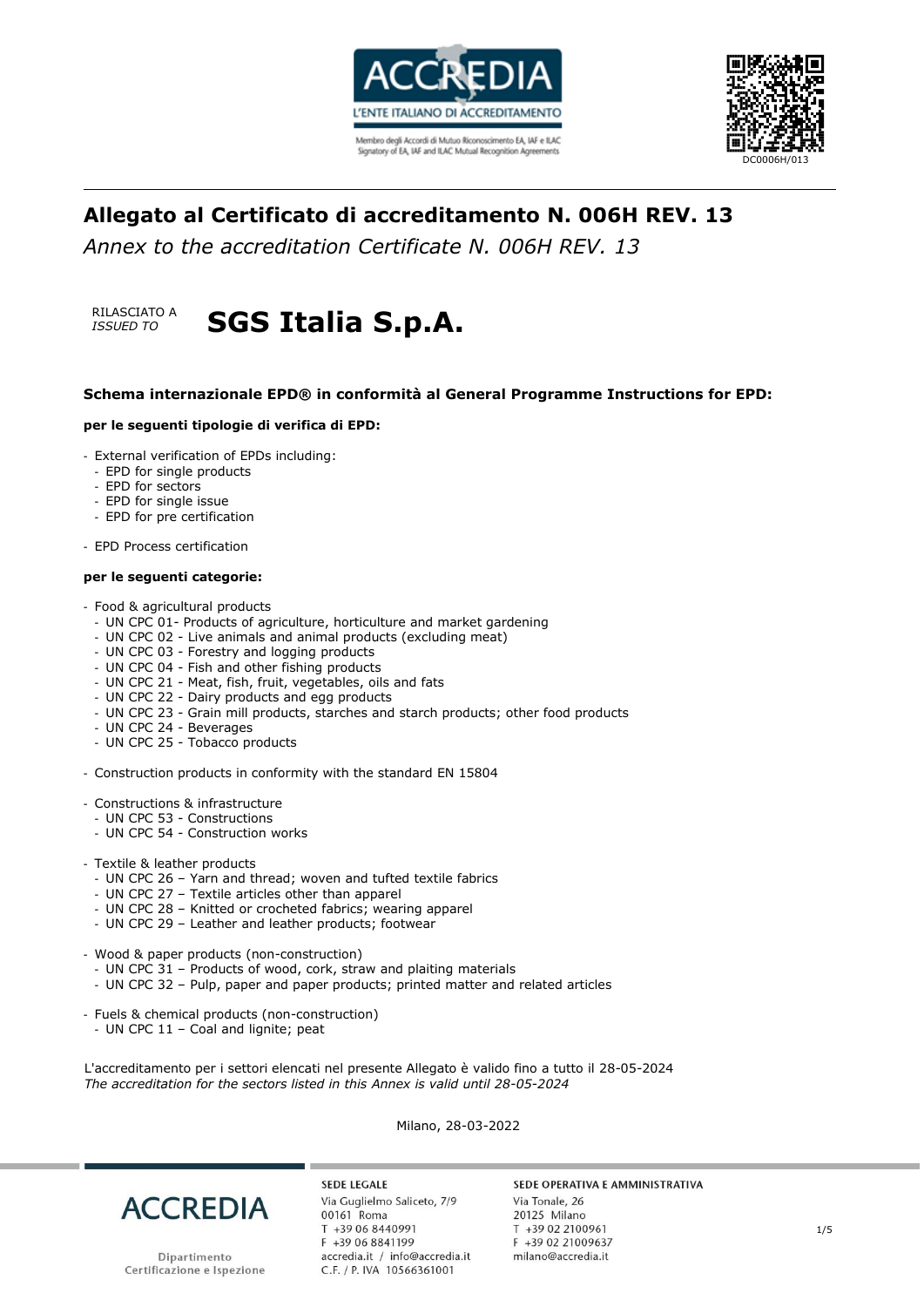DC0006H/013

# Allegato al Certificato di accreditamento N. 006H REV. 13

*Annex to the accreditation Certificate N. 006H REV. 13*

RILASCIATO A
*ISSUED TO*

## SGS Italia S.p.A.

**Schema internazionale EPD® in conformità al General Programme Instructions for EPD:**

**per le seguenti tipologie di verifica di EPD:**

- External verification of EPDs including:
  - EPD for single products
  - EPD for sectors
  - EPD for single issue
  - EPD for pre certification

- EPD Process certification

**per le seguenti categorie:**

- Food & agricultural products
  - UN CPC 01- Products of agriculture, horticulture and market gardening
  - UN CPC 02 - Live animals and animal products (excluding meat)
  - UN CPC 03 - Forestry and logging products
  - UN CPC 04 - Fish and other fishing products
  - UN CPC 21 - Meat, fish, fruit, vegetables, oils and fats
  - UN CPC 22 - Dairy products and egg products
  - UN CPC 23 - Grain mill products, starches and starch products; other food products
  - UN CPC 24 - Beverages
  - UN CPC 25 - Tobacco products

- Construction products in conformity with the standard EN 15804

- Constructions & infrastructure
  - UN CPC 53 - Constructions
  - UN CPC 54 - Construction works

- Textile & leather products
  - UN CPC 26 – Yarn and thread; woven and tufted textile fabrics
  - UN CPC 27 – Textile articles other than apparel
  - UN CPC 28 – Knitted or crocheted fabrics; wearing apparel
  - UN CPC 29 – Leather and leather products; footwear

- Wood & paper products (non-construction)
  - UN CPC 31 – Products of wood, cork, straw and plaiting materials
  - UN CPC 32 – Pulp, paper and paper products; printed matter and related articles

- Fuels & chemical products (non-construction)
  - UN CPC 11 – Coal and lignite; peat

L'accreditamento per i settori elencati nel presente Allegato è valido fino a tutto il 28-05-2024
*The accreditation for the sectors listed in this Annex is valid until 28-05-2024*

Milano, 28-03-2022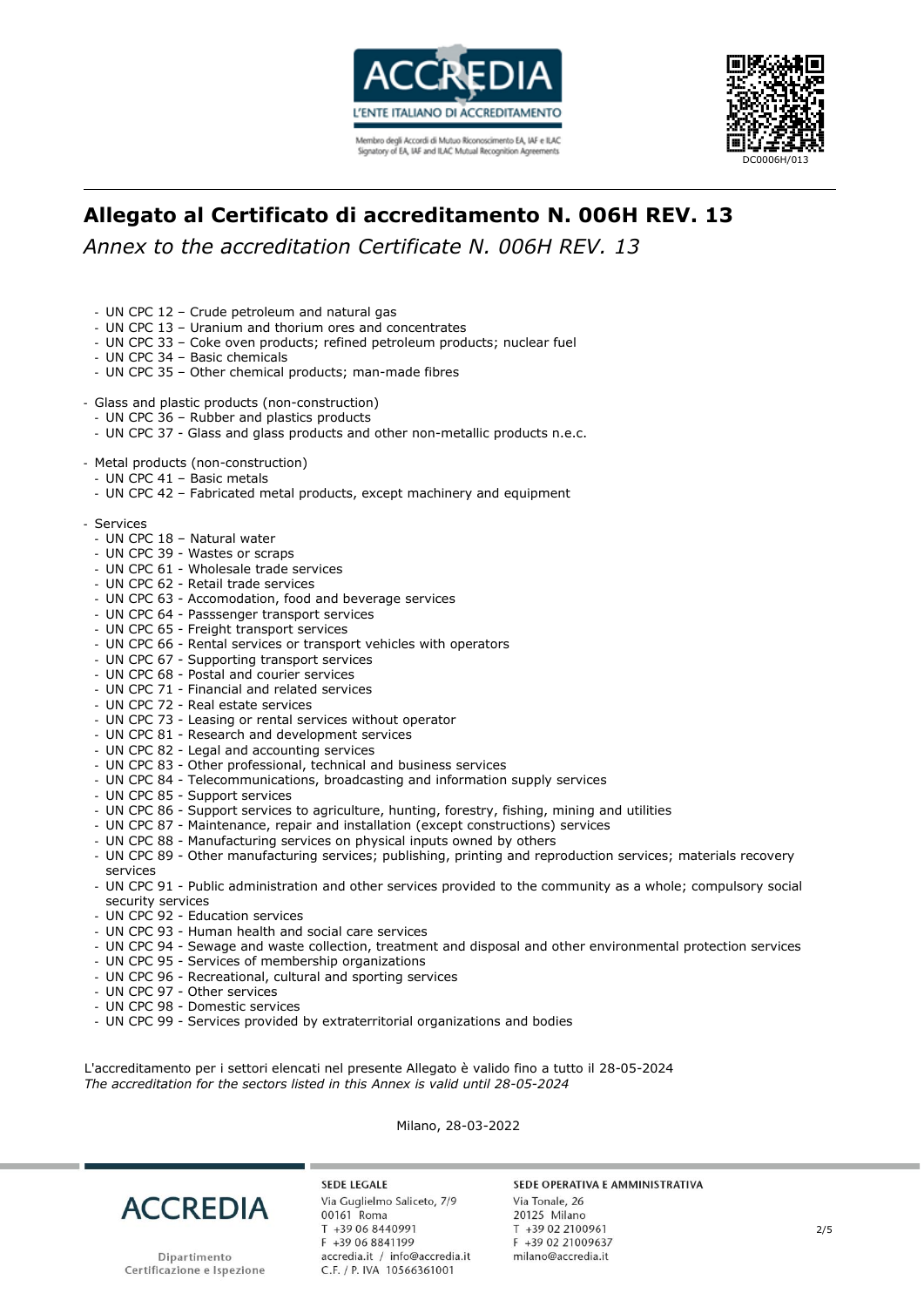## Allegato al Certificato di accreditamento N. 006H REV. 13

*Annex to the accreditation Certificate N. 006H REV. 13*

- UN CPC 12 – Crude petroleum and natural gas
- UN CPC 13 – Uranium and thorium ores and concentrates
- UN CPC 33 – Coke oven products; refined petroleum products; nuclear fuel
- UN CPC 34 – Basic chemicals
- UN CPC 35 – Other chemical products; man-made fibres

- Glass and plastic products (non-construction)
  - UN CPC 36 – Rubber and plastics products
  - UN CPC 37 - Glass and glass products and other non-metallic products n.e.c.

- Metal products (non-construction)
  - UN CPC 41 – Basic metals
  - UN CPC 42 – Fabricated metal products, except machinery and equipment

- Services
  - UN CPC 18 – Natural water
  - UN CPC 39 - Wastes or scraps
  - UN CPC 61 - Wholesale trade services
  - UN CPC 62 - Retail trade services
  - UN CPC 63 - Accomodation, food and beverage services
  - UN CPC 64 - Passsenger transport services
  - UN CPC 65 - Freight transport services
  - UN CPC 66 - Rental services or transport vehicles with operators
  - UN CPC 67 - Supporting transport services
  - UN CPC 68 - Postal and courier services
  - UN CPC 71 - Financial and related services
  - UN CPC 72 - Real estate services
  - UN CPC 73 - Leasing or rental services without operator
  - UN CPC 81 - Research and development services
  - UN CPC 82 - Legal and accounting services
  - UN CPC 83 - Other professional, technical and business services
  - UN CPC 84 - Telecommunications, broadcasting and information supply services
  - UN CPC 85 - Support services
  - UN CPC 86 - Support services to agriculture, hunting, forestry, fishing, mining and utilities
  - UN CPC 87 - Maintenance, repair and installation (except constructions) services
  - UN CPC 88 - Manufacturing services on physical inputs owned by others
  - UN CPC 89 - Other manufacturing services; publishing, printing and reproduction services; materials recovery services
  - UN CPC 91 - Public administration and other services provided to the community as a whole; compulsory social security services
  - UN CPC 92 - Education services
  - UN CPC 93 - Human health and social care services
  - UN CPC 94 - Sewage and waste collection, treatment and disposal and other environmental protection services
  - UN CPC 95 - Services of membership organizations
  - UN CPC 96 - Recreational, cultural and sporting services
  - UN CPC 97 - Other services
  - UN CPC 98 - Domestic services
  - UN CPC 99 - Services provided by extraterritorial organizations and bodies

L'accreditamento per i settori elencati nel presente Allegato è valido fino a tutto il 28-05-2024
*The accreditation for the sectors listed in this Annex is valid until 28-05-2024*

Milano, 28-03-2022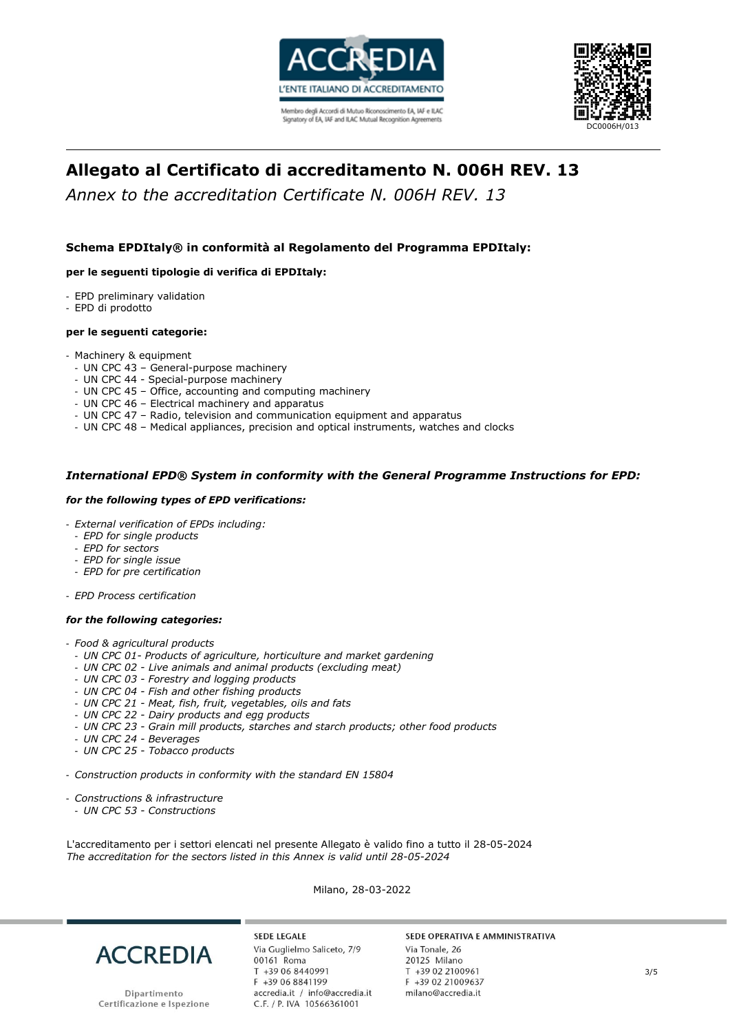# Allegato al Certificato di accreditamento N. 006H REV. 13

*Annex to the accreditation Certificate N. 006H REV. 13*

**Schema EPDItaly® in conformità al Regolamento del Programma EPDItaly:**

**per le seguenti tipologie di verifica di EPDItaly:**

- EPD preliminary validation
- EPD di prodotto

**per le seguenti categorie:**

- Machinery & equipment
  - UN CPC 43 – General-purpose machinery
  - UN CPC 44 - Special-purpose machinery
  - UN CPC 45 – Office, accounting and computing machinery
  - UN CPC 46 – Electrical machinery and apparatus
  - UN CPC 47 – Radio, television and communication equipment and apparatus
  - UN CPC 48 – Medical appliances, precision and optical instruments, watches and clocks

***International EPD® System in conformity with the General Programme Instructions for EPD:***

***for the following types of EPD verifications:***

- *External verification of EPDs including:*
  - *EPD for single products*
  - *EPD for sectors*
  - *EPD for single issue*
  - *EPD for pre certification*
- *EPD Process certification*

***for the following categories:***

- *Food & agricultural products*
  - *UN CPC 01- Products of agriculture, horticulture and market gardening*
  - *UN CPC 02 - Live animals and animal products (excluding meat)*
  - *UN CPC 03 - Forestry and logging products*
  - *UN CPC 04 - Fish and other fishing products*
  - *UN CPC 21 - Meat, fish, fruit, vegetables, oils and fats*
  - *UN CPC 22 - Dairy products and egg products*
  - *UN CPC 23 - Grain mill products, starches and starch products; other food products*
  - *UN CPC 24 - Beverages*
  - *UN CPC 25 - Tobacco products*
- *Construction products in conformity with the standard EN 15804*
- *Constructions & infrastructure*
  - *UN CPC 53 - Constructions*

L'accreditamento per i settori elencati nel presente Allegato è valido fino a tutto il 28-05-2024
*The accreditation for the sectors listed in this Annex is valid until 28-05-2024*

Milano, 28-03-2022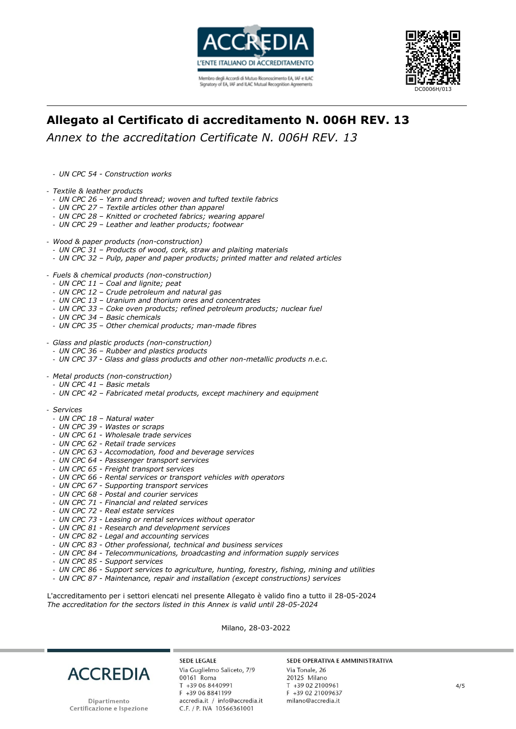## Allegato al Certificato di accreditamento N. 006H REV. 13

*Annex to the accreditation Certificate N. 006H REV. 13*

- *UN CPC 54 - Construction works*

- *Textile & leather products*
  - *UN CPC 26 – Yarn and thread; woven and tufted textile fabrics*
  - *UN CPC 27 – Textile articles other than apparel*
  - *UN CPC 28 – Knitted or crocheted fabrics; wearing apparel*
  - *UN CPC 29 – Leather and leather products; footwear*

- *Wood & paper products (non-construction)*
  - *UN CPC 31 – Products of wood, cork, straw and plaiting materials*
  - *UN CPC 32 – Pulp, paper and paper products; printed matter and related articles*

- *Fuels & chemical products (non-construction)*
  - *UN CPC 11 – Coal and lignite; peat*
  - *UN CPC 12 – Crude petroleum and natural gas*
  - *UN CPC 13 – Uranium and thorium ores and concentrates*
  - *UN CPC 33 – Coke oven products; refined petroleum products; nuclear fuel*
  - *UN CPC 34 – Basic chemicals*
  - *UN CPC 35 – Other chemical products; man-made fibres*

- *Glass and plastic products (non-construction)*
  - *UN CPC 36 – Rubber and plastics products*
  - *UN CPC 37 - Glass and glass products and other non-metallic products n.e.c.*

- *Metal products (non-construction)*
  - *UN CPC 41 – Basic metals*
  - *UN CPC 42 – Fabricated metal products, except machinery and equipment*

- *Services*
  - *UN CPC 18 – Natural water*
  - *UN CPC 39 - Wastes or scraps*
  - *UN CPC 61 - Wholesale trade services*
  - *UN CPC 62 - Retail trade services*
  - *UN CPC 63 - Accomodation, food and beverage services*
  - *UN CPC 64 - Passsenger transport services*
  - *UN CPC 65 - Freight transport services*
  - *UN CPC 66 - Rental services or transport vehicles with operators*
  - *UN CPC 67 - Supporting transport services*
  - *UN CPC 68 - Postal and courier services*
  - *UN CPC 71 - Financial and related services*
  - *UN CPC 72 - Real estate services*
  - *UN CPC 73 - Leasing or rental services without operator*
  - *UN CPC 81 - Research and development services*
  - *UN CPC 82 - Legal and accounting services*
  - *UN CPC 83 - Other professional, technical and business services*
  - *UN CPC 84 - Telecommunications, broadcasting and information supply services*
  - *UN CPC 85 - Support services*
  - *UN CPC 86 - Support services to agriculture, hunting, forestry, fishing, mining and utilities*
  - *UN CPC 87 - Maintenance, repair and installation (except constructions) services*

L'accreditamento per i settori elencati nel presente Allegato è valido fino a tutto il 28-05-2024
*The accreditation for the sectors listed in this Annex is valid until 28-05-2024*

Milano, 28-03-2022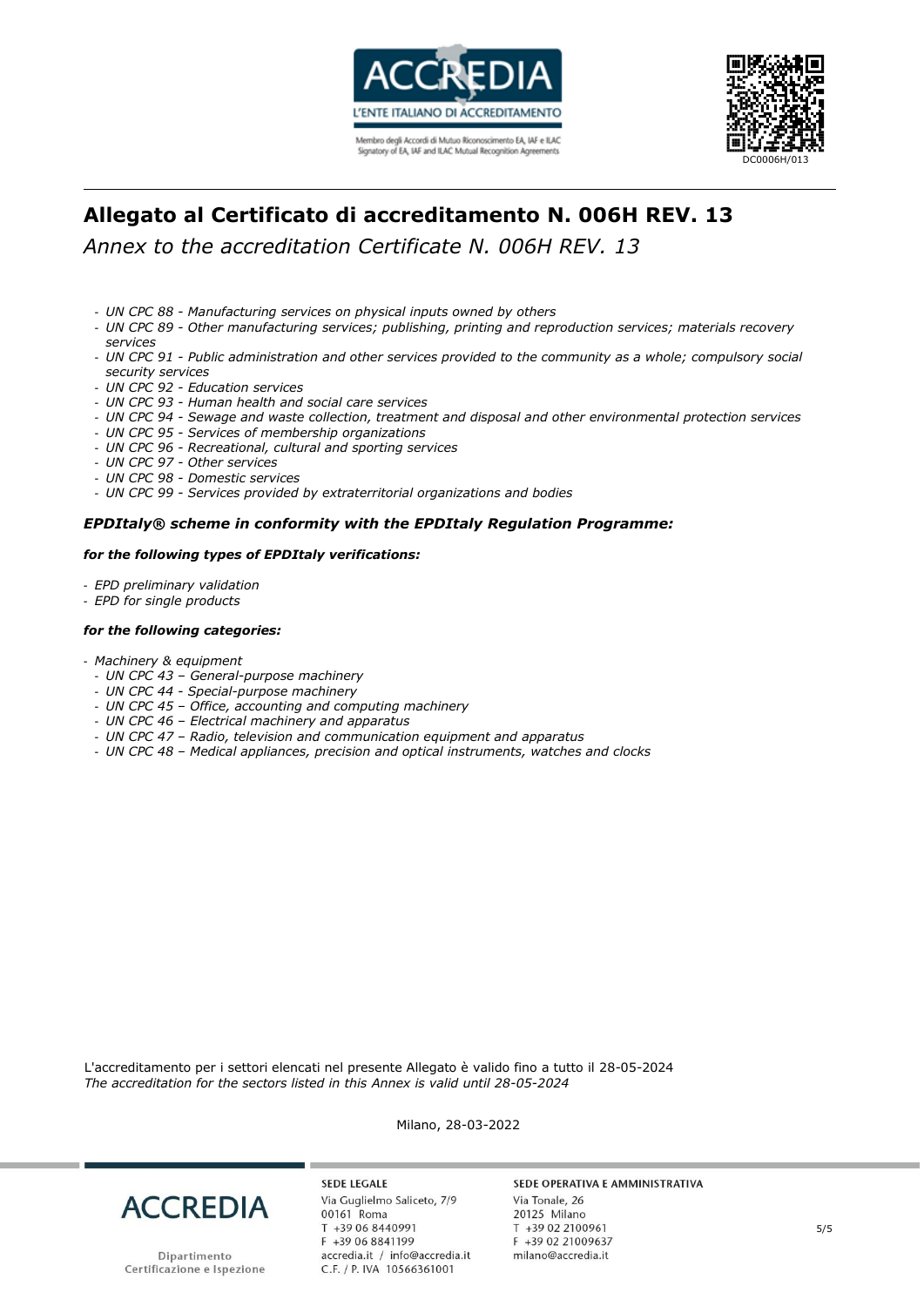DC0006H/013

# Allegato al Certificato di accreditamento N. 006H REV. 13

*Annex to the accreditation Certificate N. 006H REV. 13*

- *UN CPC 88 - Manufacturing services on physical inputs owned by others*
- *UN CPC 89 - Other manufacturing services; publishing, printing and reproduction services; materials recovery services*
- *UN CPC 91 - Public administration and other services provided to the community as a whole; compulsory social security services*
- *UN CPC 92 - Education services*
- *UN CPC 93 - Human health and social care services*
- *UN CPC 94 - Sewage and waste collection, treatment and disposal and other environmental protection services*
- *UN CPC 95 - Services of membership organizations*
- *UN CPC 96 - Recreational, cultural and sporting services*
- *UN CPC 97 - Other services*
- *UN CPC 98 - Domestic services*
- *UN CPC 99 - Services provided by extraterritorial organizations and bodies*

***EPDItaly® scheme in conformity with the EPDItaly Regulation Programme:***

***for the following types of EPDItaly verifications:***

- *EPD preliminary validation*
- *EPD for single products*

***for the following categories:***

- *Machinery & equipment*
  - *UN CPC 43 – General-purpose machinery*
  - *UN CPC 44 - Special-purpose machinery*
  - *UN CPC 45 – Office, accounting and computing machinery*
  - *UN CPC 46 – Electrical machinery and apparatus*
  - *UN CPC 47 – Radio, television and communication equipment and apparatus*
  - *UN CPC 48 – Medical appliances, precision and optical instruments, watches and clocks*

L'accreditamento per i settori elencati nel presente Allegato è valido fino a tutto il 28-05-2024
*The accreditation for the sectors listed in this Annex is valid until 28-05-2024*

Milano, 28-03-2022